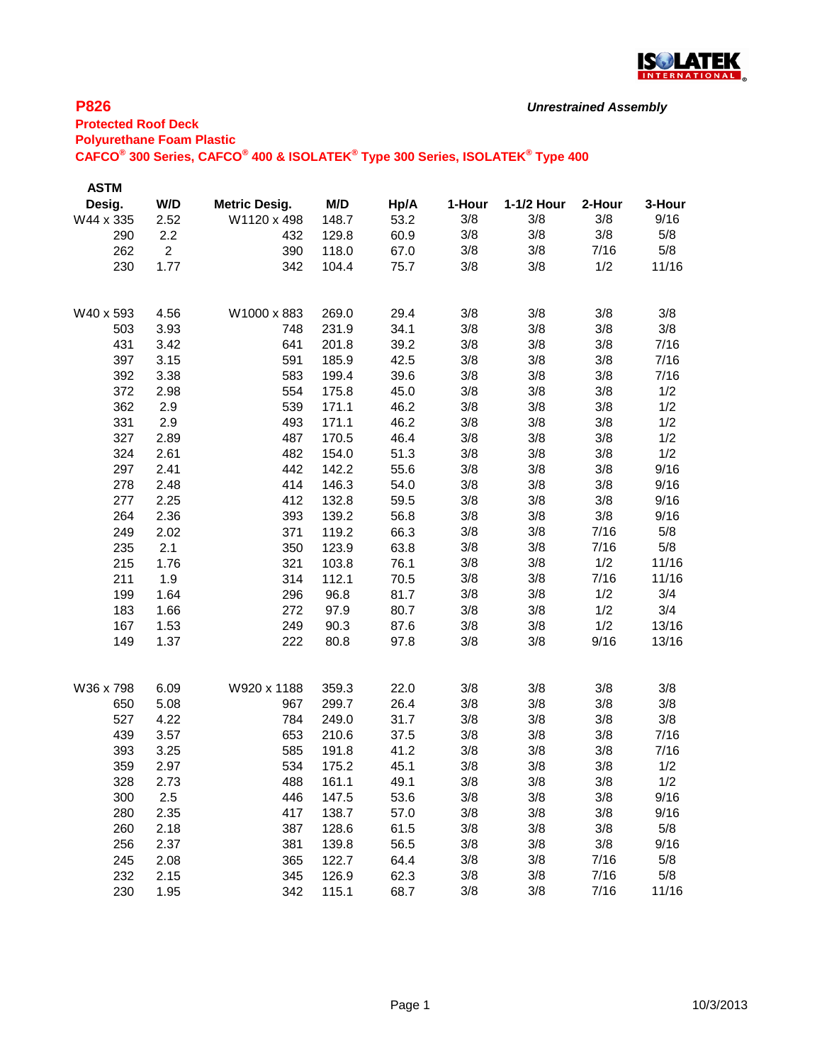## P826

*Unrestrained Assembly*

**Protected Roof Deck**
**Polyurethane Foam Plastic**
**CAFCO® 300 Series, CAFCO® 400 & ISOLATEK® Type 300 Series, ISOLATEK® Type 400**

| ASTM Desig. | W/D | Metric Desig. | M/D | Hp/A | 1-Hour | 1-1/2 Hour | 2-Hour | 3-Hour |
|---|---|---|---|---|---|---|---|---|
| W44 x 335 | 2.52 | W1120 x 498 | 148.7 | 53.2 | 3/8 | 3/8 | 3/8 | 9/16 |
| 290 | 2.2 | 432 | 129.8 | 60.9 | 3/8 | 3/8 | 3/8 | 5/8 |
| 262 | 2 | 390 | 118.0 | 67.0 | 3/8 | 3/8 | 7/16 | 5/8 |
| 230 | 1.77 | 342 | 104.4 | 75.7 | 3/8 | 3/8 | 1/2 | 11/16 |
| | | | | | | | | |
| W40 x 593 | 4.56 | W1000 x 883 | 269.0 | 29.4 | 3/8 | 3/8 | 3/8 | 3/8 |
| 503 | 3.93 | 748 | 231.9 | 34.1 | 3/8 | 3/8 | 3/8 | 3/8 |
| 431 | 3.42 | 641 | 201.8 | 39.2 | 3/8 | 3/8 | 3/8 | 7/16 |
| 397 | 3.15 | 591 | 185.9 | 42.5 | 3/8 | 3/8 | 3/8 | 7/16 |
| 392 | 3.38 | 583 | 199.4 | 39.6 | 3/8 | 3/8 | 3/8 | 7/16 |
| 372 | 2.98 | 554 | 175.8 | 45.0 | 3/8 | 3/8 | 3/8 | 1/2 |
| 362 | 2.9 | 539 | 171.1 | 46.2 | 3/8 | 3/8 | 3/8 | 1/2 |
| 331 | 2.9 | 493 | 171.1 | 46.2 | 3/8 | 3/8 | 3/8 | 1/2 |
| 327 | 2.89 | 487 | 170.5 | 46.4 | 3/8 | 3/8 | 3/8 | 1/2 |
| 324 | 2.61 | 482 | 154.0 | 51.3 | 3/8 | 3/8 | 3/8 | 1/2 |
| 297 | 2.41 | 442 | 142.2 | 55.6 | 3/8 | 3/8 | 3/8 | 9/16 |
| 278 | 2.48 | 414 | 146.3 | 54.0 | 3/8 | 3/8 | 3/8 | 9/16 |
| 277 | 2.25 | 412 | 132.8 | 59.5 | 3/8 | 3/8 | 3/8 | 9/16 |
| 264 | 2.36 | 393 | 139.2 | 56.8 | 3/8 | 3/8 | 3/8 | 9/16 |
| 249 | 2.02 | 371 | 119.2 | 66.3 | 3/8 | 3/8 | 7/16 | 5/8 |
| 235 | 2.1 | 350 | 123.9 | 63.8 | 3/8 | 3/8 | 7/16 | 5/8 |
| 215 | 1.76 | 321 | 103.8 | 76.1 | 3/8 | 3/8 | 1/2 | 11/16 |
| 211 | 1.9 | 314 | 112.1 | 70.5 | 3/8 | 3/8 | 7/16 | 11/16 |
| 199 | 1.64 | 296 | 96.8 | 81.7 | 3/8 | 3/8 | 1/2 | 3/4 |
| 183 | 1.66 | 272 | 97.9 | 80.7 | 3/8 | 3/8 | 1/2 | 3/4 |
| 167 | 1.53 | 249 | 90.3 | 87.6 | 3/8 | 3/8 | 1/2 | 13/16 |
| 149 | 1.37 | 222 | 80.8 | 97.8 | 3/8 | 3/8 | 9/16 | 13/16 |
| | | | | | | | | |
| W36 x 798 | 6.09 | W920 x 1188 | 359.3 | 22.0 | 3/8 | 3/8 | 3/8 | 3/8 |
| 650 | 5.08 | 967 | 299.7 | 26.4 | 3/8 | 3/8 | 3/8 | 3/8 |
| 527 | 4.22 | 784 | 249.0 | 31.7 | 3/8 | 3/8 | 3/8 | 3/8 |
| 439 | 3.57 | 653 | 210.6 | 37.5 | 3/8 | 3/8 | 3/8 | 7/16 |
| 393 | 3.25 | 585 | 191.8 | 41.2 | 3/8 | 3/8 | 3/8 | 7/16 |
| 359 | 2.97 | 534 | 175.2 | 45.1 | 3/8 | 3/8 | 3/8 | 1/2 |
| 328 | 2.73 | 488 | 161.1 | 49.1 | 3/8 | 3/8 | 3/8 | 1/2 |
| 300 | 2.5 | 446 | 147.5 | 53.6 | 3/8 | 3/8 | 3/8 | 9/16 |
| 280 | 2.35 | 417 | 138.7 | 57.0 | 3/8 | 3/8 | 3/8 | 9/16 |
| 260 | 2.18 | 387 | 128.6 | 61.5 | 3/8 | 3/8 | 3/8 | 5/8 |
| 256 | 2.37 | 381 | 139.8 | 56.5 | 3/8 | 3/8 | 3/8 | 9/16 |
| 245 | 2.08 | 365 | 122.7 | 64.4 | 3/8 | 3/8 | 7/16 | 5/8 |
| 232 | 2.15 | 345 | 126.9 | 62.3 | 3/8 | 3/8 | 7/16 | 5/8 |
| 230 | 1.95 | 342 | 115.1 | 68.7 | 3/8 | 3/8 | 7/16 | 11/16 |

10/3/2013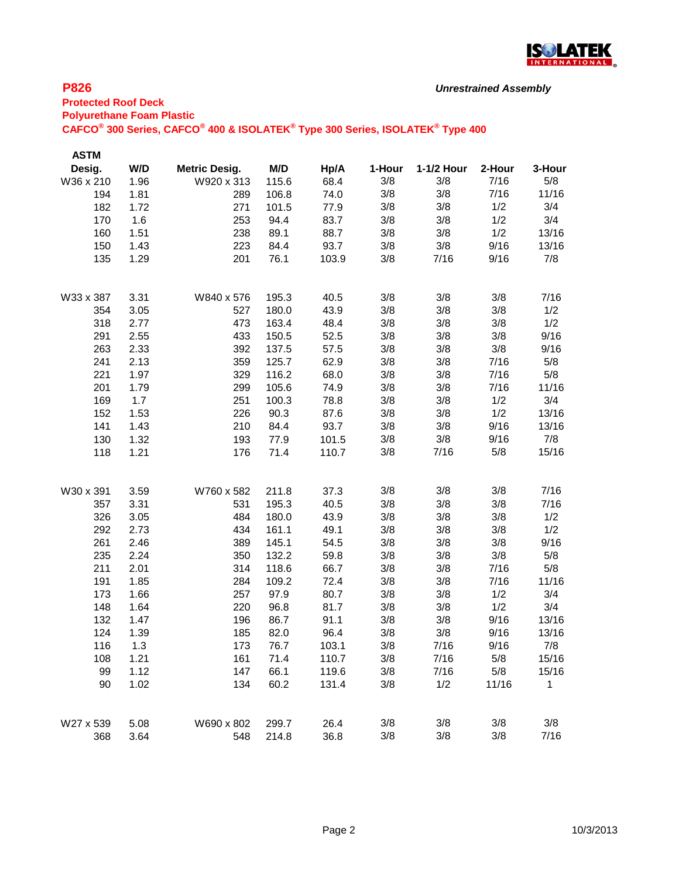## P826

*Unrestrained Assembly*

**Protected Roof Deck**

**Polyurethane Foam Plastic**

**CAFCO® 300 Series, CAFCO® 400 & ISOLATEK® Type 300 Series, ISOLATEK® Type 400**

| ASTM Desig. | W/D | Metric Desig. | M/D | Hp/A | 1-Hour | 1-1/2 Hour | 2-Hour | 3-Hour |
|---|---|---|---|---|---|---|---|---|
| W36 x 210 | 1.96 | W920 x 313 | 115.6 | 68.4 | 3/8 | 3/8 | 7/16 | 5/8 |
| 194 | 1.81 | 289 | 106.8 | 74.0 | 3/8 | 3/8 | 7/16 | 11/16 |
| 182 | 1.72 | 271 | 101.5 | 77.9 | 3/8 | 3/8 | 1/2 | 3/4 |
| 170 | 1.6 | 253 | 94.4 | 83.7 | 3/8 | 3/8 | 1/2 | 3/4 |
| 160 | 1.51 | 238 | 89.1 | 88.7 | 3/8 | 3/8 | 1/2 | 13/16 |
| 150 | 1.43 | 223 | 84.4 | 93.7 | 3/8 | 3/8 | 9/16 | 13/16 |
| 135 | 1.29 | 201 | 76.1 | 103.9 | 3/8 | 7/16 | 9/16 | 7/8 |
| W33 x 387 | 3.31 | W840 x 576 | 195.3 | 40.5 | 3/8 | 3/8 | 3/8 | 7/16 |
| 354 | 3.05 | 527 | 180.0 | 43.9 | 3/8 | 3/8 | 3/8 | 1/2 |
| 318 | 2.77 | 473 | 163.4 | 48.4 | 3/8 | 3/8 | 3/8 | 1/2 |
| 291 | 2.55 | 433 | 150.5 | 52.5 | 3/8 | 3/8 | 3/8 | 9/16 |
| 263 | 2.33 | 392 | 137.5 | 57.5 | 3/8 | 3/8 | 3/8 | 9/16 |
| 241 | 2.13 | 359 | 125.7 | 62.9 | 3/8 | 3/8 | 7/16 | 5/8 |
| 221 | 1.97 | 329 | 116.2 | 68.0 | 3/8 | 3/8 | 7/16 | 5/8 |
| 201 | 1.79 | 299 | 105.6 | 74.9 | 3/8 | 3/8 | 7/16 | 11/16 |
| 169 | 1.7 | 251 | 100.3 | 78.8 | 3/8 | 3/8 | 1/2 | 3/4 |
| 152 | 1.53 | 226 | 90.3 | 87.6 | 3/8 | 3/8 | 1/2 | 13/16 |
| 141 | 1.43 | 210 | 84.4 | 93.7 | 3/8 | 3/8 | 9/16 | 13/16 |
| 130 | 1.32 | 193 | 77.9 | 101.5 | 3/8 | 3/8 | 9/16 | 7/8 |
| 118 | 1.21 | 176 | 71.4 | 110.7 | 3/8 | 7/16 | 5/8 | 15/16 |
| W30 x 391 | 3.59 | W760 x 582 | 211.8 | 37.3 | 3/8 | 3/8 | 3/8 | 7/16 |
| 357 | 3.31 | 531 | 195.3 | 40.5 | 3/8 | 3/8 | 3/8 | 7/16 |
| 326 | 3.05 | 484 | 180.0 | 43.9 | 3/8 | 3/8 | 3/8 | 1/2 |
| 292 | 2.73 | 434 | 161.1 | 49.1 | 3/8 | 3/8 | 3/8 | 1/2 |
| 261 | 2.46 | 389 | 145.1 | 54.5 | 3/8 | 3/8 | 3/8 | 9/16 |
| 235 | 2.24 | 350 | 132.2 | 59.8 | 3/8 | 3/8 | 3/8 | 5/8 |
| 211 | 2.01 | 314 | 118.6 | 66.7 | 3/8 | 3/8 | 7/16 | 5/8 |
| 191 | 1.85 | 284 | 109.2 | 72.4 | 3/8 | 3/8 | 7/16 | 11/16 |
| 173 | 1.66 | 257 | 97.9 | 80.7 | 3/8 | 3/8 | 1/2 | 3/4 |
| 148 | 1.64 | 220 | 96.8 | 81.7 | 3/8 | 3/8 | 1/2 | 3/4 |
| 132 | 1.47 | 196 | 86.7 | 91.1 | 3/8 | 3/8 | 9/16 | 13/16 |
| 124 | 1.39 | 185 | 82.0 | 96.4 | 3/8 | 3/8 | 9/16 | 13/16 |
| 116 | 1.3 | 173 | 76.7 | 103.1 | 3/8 | 7/16 | 9/16 | 7/8 |
| 108 | 1.21 | 161 | 71.4 | 110.7 | 3/8 | 7/16 | 5/8 | 15/16 |
| 99 | 1.12 | 147 | 66.1 | 119.6 | 3/8 | 7/16 | 5/8 | 15/16 |
| 90 | 1.02 | 134 | 60.2 | 131.4 | 3/8 | 1/2 | 11/16 | 1 |
| W27 x 539 | 5.08 | W690 x 802 | 299.7 | 26.4 | 3/8 | 3/8 | 3/8 | 3/8 |
| 368 | 3.64 | 548 | 214.8 | 36.8 | 3/8 | 3/8 | 3/8 | 7/16 |

10/3/2013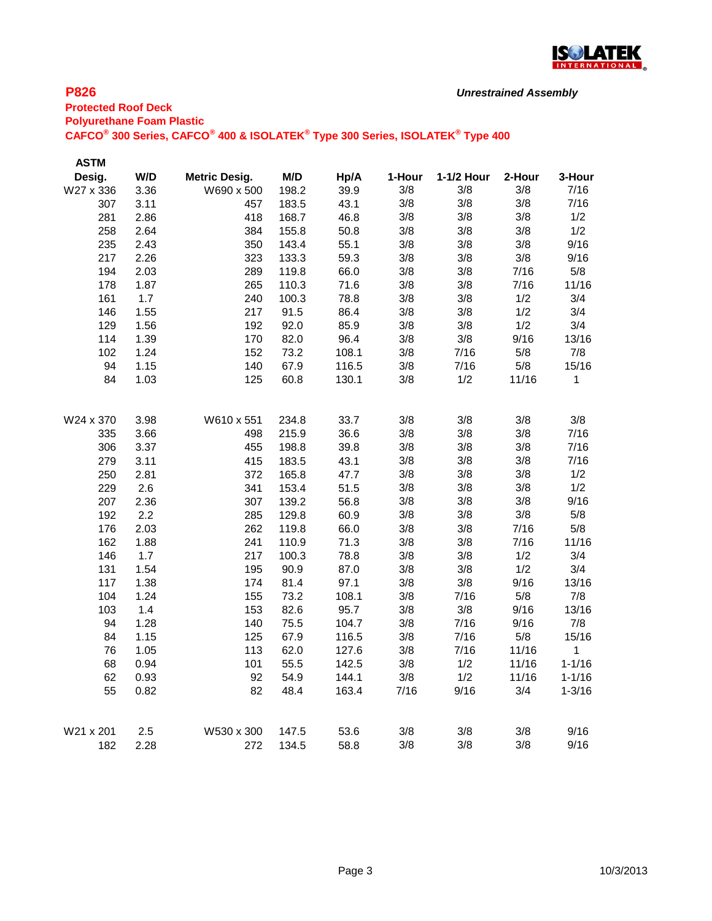**P826** *Unrestrained Assembly*

**Protected Roof Deck**

**Polyurethane Foam Plastic**

**CAFCO® 300 Series, CAFCO® 400 & ISOLATEK® Type 300 Series, ISOLATEK® Type 400**

| ASTM Desig. | W/D | Metric Desig. | M/D | Hp/A | 1-Hour | 1-1/2 Hour | 2-Hour | 3-Hour |
|---|---|---|---|---|---|---|---|---|
| W27 x 336 | 3.36 | W690 x 500 | 198.2 | 39.9 | 3/8 | 3/8 | 3/8 | 7/16 |
| 307 | 3.11 | 457 | 183.5 | 43.1 | 3/8 | 3/8 | 3/8 | 7/16 |
| 281 | 2.86 | 418 | 168.7 | 46.8 | 3/8 | 3/8 | 3/8 | 1/2 |
| 258 | 2.64 | 384 | 155.8 | 50.8 | 3/8 | 3/8 | 3/8 | 1/2 |
| 235 | 2.43 | 350 | 143.4 | 55.1 | 3/8 | 3/8 | 3/8 | 9/16 |
| 217 | 2.26 | 323 | 133.3 | 59.3 | 3/8 | 3/8 | 3/8 | 9/16 |
| 194 | 2.03 | 289 | 119.8 | 66.0 | 3/8 | 3/8 | 7/16 | 5/8 |
| 178 | 1.87 | 265 | 110.3 | 71.6 | 3/8 | 3/8 | 7/16 | 11/16 |
| 161 | 1.7 | 240 | 100.3 | 78.8 | 3/8 | 3/8 | 1/2 | 3/4 |
| 146 | 1.55 | 217 | 91.5 | 86.4 | 3/8 | 3/8 | 1/2 | 3/4 |
| 129 | 1.56 | 192 | 92.0 | 85.9 | 3/8 | 3/8 | 1/2 | 3/4 |
| 114 | 1.39 | 170 | 82.0 | 96.4 | 3/8 | 3/8 | 9/16 | 13/16 |
| 102 | 1.24 | 152 | 73.2 | 108.1 | 3/8 | 7/16 | 5/8 | 7/8 |
| 94 | 1.15 | 140 | 67.9 | 116.5 | 3/8 | 7/16 | 5/8 | 15/16 |
| 84 | 1.03 | 125 | 60.8 | 130.1 | 3/8 | 1/2 | 11/16 | 1 |
| W24 x 370 | 3.98 | W610 x 551 | 234.8 | 33.7 | 3/8 | 3/8 | 3/8 | 3/8 |
| 335 | 3.66 | 498 | 215.9 | 36.6 | 3/8 | 3/8 | 3/8 | 7/16 |
| 306 | 3.37 | 455 | 198.8 | 39.8 | 3/8 | 3/8 | 3/8 | 7/16 |
| 279 | 3.11 | 415 | 183.5 | 43.1 | 3/8 | 3/8 | 3/8 | 7/16 |
| 250 | 2.81 | 372 | 165.8 | 47.7 | 3/8 | 3/8 | 3/8 | 1/2 |
| 229 | 2.6 | 341 | 153.4 | 51.5 | 3/8 | 3/8 | 3/8 | 1/2 |
| 207 | 2.36 | 307 | 139.2 | 56.8 | 3/8 | 3/8 | 3/8 | 9/16 |
| 192 | 2.2 | 285 | 129.8 | 60.9 | 3/8 | 3/8 | 3/8 | 5/8 |
| 176 | 2.03 | 262 | 119.8 | 66.0 | 3/8 | 3/8 | 7/16 | 5/8 |
| 162 | 1.88 | 241 | 110.9 | 71.3 | 3/8 | 3/8 | 7/16 | 11/16 |
| 146 | 1.7 | 217 | 100.3 | 78.8 | 3/8 | 3/8 | 1/2 | 3/4 |
| 131 | 1.54 | 195 | 90.9 | 87.0 | 3/8 | 3/8 | 1/2 | 3/4 |
| 117 | 1.38 | 174 | 81.4 | 97.1 | 3/8 | 3/8 | 9/16 | 13/16 |
| 104 | 1.24 | 155 | 73.2 | 108.1 | 3/8 | 7/16 | 5/8 | 7/8 |
| 103 | 1.4 | 153 | 82.6 | 95.7 | 3/8 | 3/8 | 9/16 | 13/16 |
| 94 | 1.28 | 140 | 75.5 | 104.7 | 3/8 | 7/16 | 9/16 | 7/8 |
| 84 | 1.15 | 125 | 67.9 | 116.5 | 3/8 | 7/16 | 5/8 | 15/16 |
| 76 | 1.05 | 113 | 62.0 | 127.6 | 3/8 | 7/16 | 11/16 | 1 |
| 68 | 0.94 | 101 | 55.5 | 142.5 | 3/8 | 1/2 | 11/16 | 1-1/16 |
| 62 | 0.93 | 92 | 54.9 | 144.1 | 3/8 | 1/2 | 11/16 | 1-1/16 |
| 55 | 0.82 | 82 | 48.4 | 163.4 | 7/16 | 9/16 | 3/4 | 1-3/16 |
| W21 x 201 | 2.5 | W530 x 300 | 147.5 | 53.6 | 3/8 | 3/8 | 3/8 | 9/16 |
| 182 | 2.28 | 272 | 134.5 | 58.8 | 3/8 | 3/8 | 3/8 | 9/16 |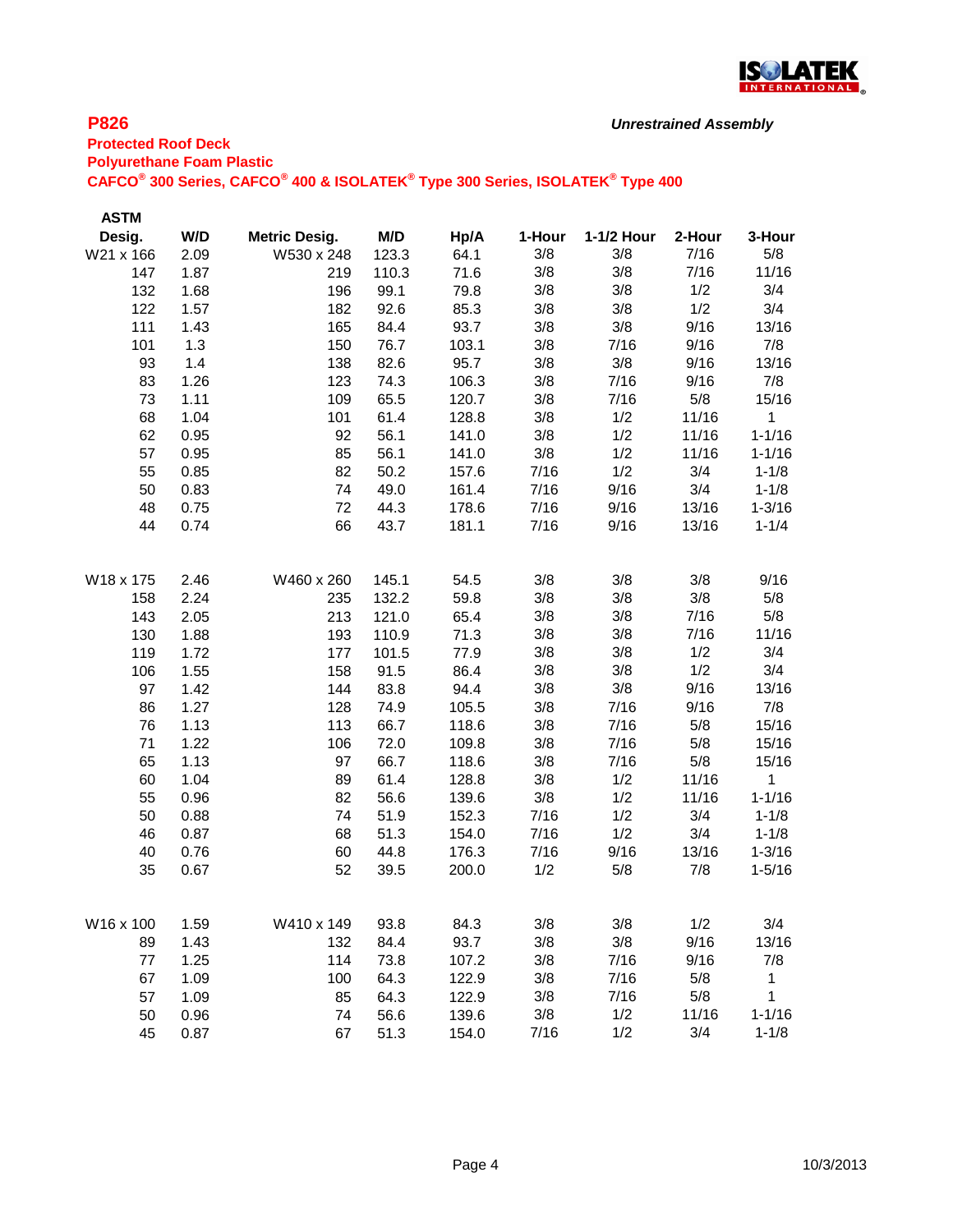## P826

*Unrestrained Assembly*

**Protected Roof Deck**
**Polyurethane Foam Plastic**
**CAFCO® 300 Series, CAFCO® 400 & ISOLATEK® Type 300 Series, ISOLATEK® Type 400**

| ASTM Desig. | W/D | Metric Desig. | M/D | Hp/A | 1-Hour | 1-1/2 Hour | 2-Hour | 3-Hour |
|---|---|---|---|---|---|---|---|---|
| W21 x 166 | 2.09 | W530 x 248 | 123.3 | 64.1 | 3/8 | 3/8 | 7/16 | 5/8 |
| 147 | 1.87 | 219 | 110.3 | 71.6 | 3/8 | 3/8 | 7/16 | 11/16 |
| 132 | 1.68 | 196 | 99.1 | 79.8 | 3/8 | 3/8 | 1/2 | 3/4 |
| 122 | 1.57 | 182 | 92.6 | 85.3 | 3/8 | 3/8 | 1/2 | 3/4 |
| 111 | 1.43 | 165 | 84.4 | 93.7 | 3/8 | 3/8 | 9/16 | 13/16 |
| 101 | 1.3 | 150 | 76.7 | 103.1 | 3/8 | 7/16 | 9/16 | 7/8 |
| 93 | 1.4 | 138 | 82.6 | 95.7 | 3/8 | 3/8 | 9/16 | 13/16 |
| 83 | 1.26 | 123 | 74.3 | 106.3 | 3/8 | 7/16 | 9/16 | 7/8 |
| 73 | 1.11 | 109 | 65.5 | 120.7 | 3/8 | 7/16 | 5/8 | 15/16 |
| 68 | 1.04 | 101 | 61.4 | 128.8 | 3/8 | 1/2 | 11/16 | 1 |
| 62 | 0.95 | 92 | 56.1 | 141.0 | 3/8 | 1/2 | 11/16 | 1-1/16 |
| 57 | 0.95 | 85 | 56.1 | 141.0 | 3/8 | 1/2 | 11/16 | 1-1/16 |
| 55 | 0.85 | 82 | 50.2 | 157.6 | 7/16 | 1/2 | 3/4 | 1-1/8 |
| 50 | 0.83 | 74 | 49.0 | 161.4 | 7/16 | 9/16 | 3/4 | 1-1/8 |
| 48 | 0.75 | 72 | 44.3 | 178.6 | 7/16 | 9/16 | 13/16 | 1-3/16 |
| 44 | 0.74 | 66 | 43.7 | 181.1 | 7/16 | 9/16 | 13/16 | 1-1/4 |
| | | | | | | | | |
| W18 x 175 | 2.46 | W460 x 260 | 145.1 | 54.5 | 3/8 | 3/8 | 3/8 | 9/16 |
| 158 | 2.24 | 235 | 132.2 | 59.8 | 3/8 | 3/8 | 3/8 | 5/8 |
| 143 | 2.05 | 213 | 121.0 | 65.4 | 3/8 | 3/8 | 7/16 | 5/8 |
| 130 | 1.88 | 193 | 110.9 | 71.3 | 3/8 | 3/8 | 7/16 | 11/16 |
| 119 | 1.72 | 177 | 101.5 | 77.9 | 3/8 | 3/8 | 1/2 | 3/4 |
| 106 | 1.55 | 158 | 91.5 | 86.4 | 3/8 | 3/8 | 1/2 | 3/4 |
| 97 | 1.42 | 144 | 83.8 | 94.4 | 3/8 | 3/8 | 9/16 | 13/16 |
| 86 | 1.27 | 128 | 74.9 | 105.5 | 3/8 | 7/16 | 9/16 | 7/8 |
| 76 | 1.13 | 113 | 66.7 | 118.6 | 3/8 | 7/16 | 5/8 | 15/16 |
| 71 | 1.22 | 106 | 72.0 | 109.8 | 3/8 | 7/16 | 5/8 | 15/16 |
| 65 | 1.13 | 97 | 66.7 | 118.6 | 3/8 | 7/16 | 5/8 | 15/16 |
| 60 | 1.04 | 89 | 61.4 | 128.8 | 3/8 | 1/2 | 11/16 | 1 |
| 55 | 0.96 | 82 | 56.6 | 139.6 | 3/8 | 1/2 | 11/16 | 1-1/16 |
| 50 | 0.88 | 74 | 51.9 | 152.3 | 7/16 | 1/2 | 3/4 | 1-1/8 |
| 46 | 0.87 | 68 | 51.3 | 154.0 | 7/16 | 1/2 | 3/4 | 1-1/8 |
| 40 | 0.76 | 60 | 44.8 | 176.3 | 7/16 | 9/16 | 13/16 | 1-3/16 |
| 35 | 0.67 | 52 | 39.5 | 200.0 | 1/2 | 5/8 | 7/8 | 1-5/16 |
| | | | | | | | | |
| W16 x 100 | 1.59 | W410 x 149 | 93.8 | 84.3 | 3/8 | 3/8 | 1/2 | 3/4 |
| 89 | 1.43 | 132 | 84.4 | 93.7 | 3/8 | 3/8 | 9/16 | 13/16 |
| 77 | 1.25 | 114 | 73.8 | 107.2 | 3/8 | 7/16 | 9/16 | 7/8 |
| 67 | 1.09 | 100 | 64.3 | 122.9 | 3/8 | 7/16 | 5/8 | 1 |
| 57 | 1.09 | 85 | 64.3 | 122.9 | 3/8 | 7/16 | 5/8 | 1 |
| 50 | 0.96 | 74 | 56.6 | 139.6 | 3/8 | 1/2 | 11/16 | 1-1/16 |
| 45 | 0.87 | 67 | 51.3 | 154.0 | 7/16 | 1/2 | 3/4 | 1-1/8 |

10/3/2013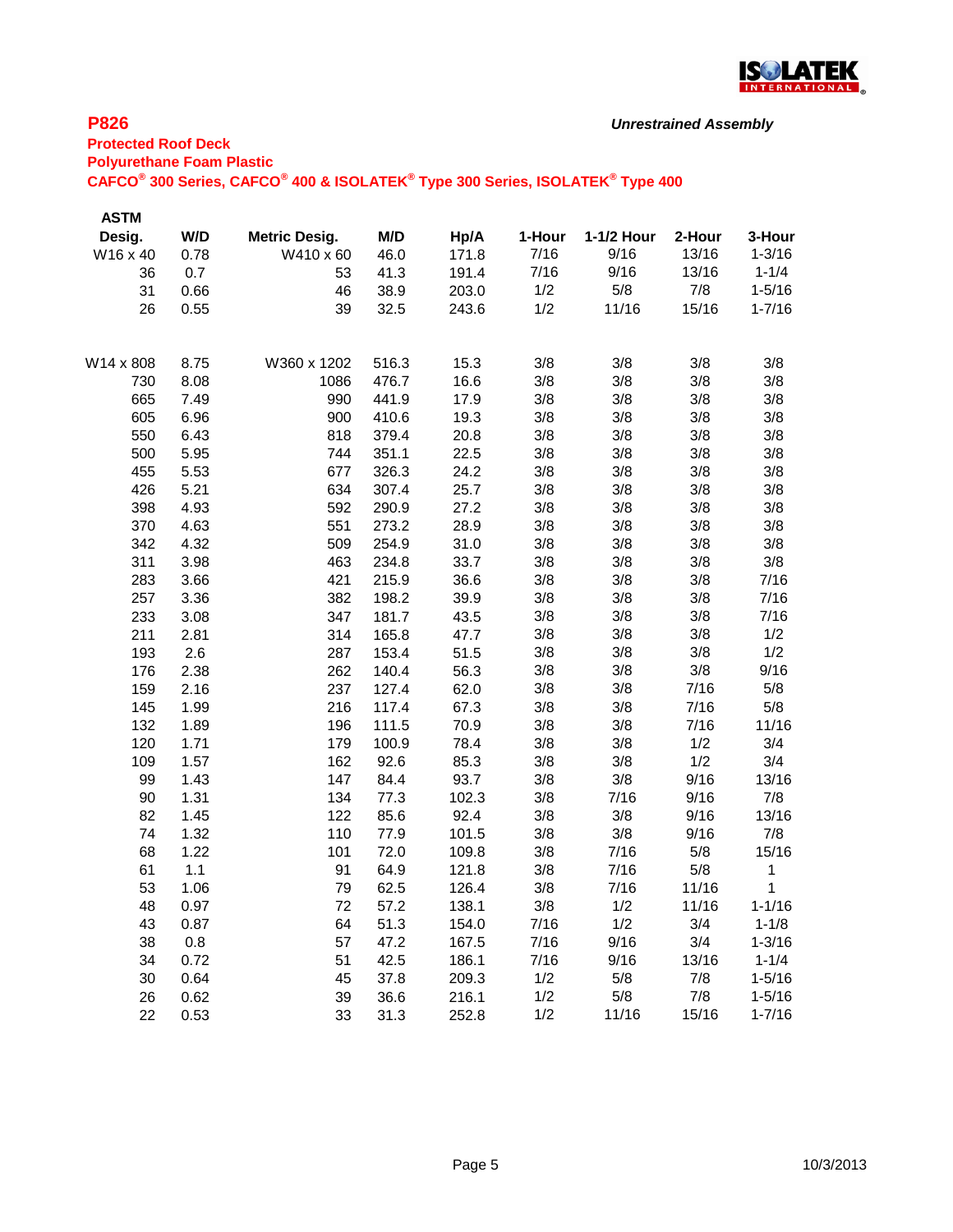## P826

*Unrestrained Assembly*

**Protected Roof Deck**
**Polyurethane Foam Plastic**
**CAFCO® 300 Series, CAFCO® 400 & ISOLATEK® Type 300 Series, ISOLATEK® Type 400**

| ASTM Desig. | W/D | Metric Desig. | M/D | Hp/A | 1-Hour | 1-1/2 Hour | 2-Hour | 3-Hour |
|---|---|---|---|---|---|---|---|---|
| W16 x 40 | 0.78 | W410 x 60 | 46.0 | 171.8 | 7/16 | 9/16 | 13/16 | 1-3/16 |
| 36 | 0.7 | 53 | 41.3 | 191.4 | 7/16 | 9/16 | 13/16 | 1-1/4 |
| 31 | 0.66 | 46 | 38.9 | 203.0 | 1/2 | 5/8 | 7/8 | 1-5/16 |
| 26 | 0.55 | 39 | 32.5 | 243.6 | 1/2 | 11/16 | 15/16 | 1-7/16 |
| W14 x 808 | 8.75 | W360 x 1202 | 516.3 | 15.3 | 3/8 | 3/8 | 3/8 | 3/8 |
| 730 | 8.08 | 1086 | 476.7 | 16.6 | 3/8 | 3/8 | 3/8 | 3/8 |
| 665 | 7.49 | 990 | 441.9 | 17.9 | 3/8 | 3/8 | 3/8 | 3/8 |
| 605 | 6.96 | 900 | 410.6 | 19.3 | 3/8 | 3/8 | 3/8 | 3/8 |
| 550 | 6.43 | 818 | 379.4 | 20.8 | 3/8 | 3/8 | 3/8 | 3/8 |
| 500 | 5.95 | 744 | 351.1 | 22.5 | 3/8 | 3/8 | 3/8 | 3/8 |
| 455 | 5.53 | 677 | 326.3 | 24.2 | 3/8 | 3/8 | 3/8 | 3/8 |
| 426 | 5.21 | 634 | 307.4 | 25.7 | 3/8 | 3/8 | 3/8 | 3/8 |
| 398 | 4.93 | 592 | 290.9 | 27.2 | 3/8 | 3/8 | 3/8 | 3/8 |
| 370 | 4.63 | 551 | 273.2 | 28.9 | 3/8 | 3/8 | 3/8 | 3/8 |
| 342 | 4.32 | 509 | 254.9 | 31.0 | 3/8 | 3/8 | 3/8 | 3/8 |
| 311 | 3.98 | 463 | 234.8 | 33.7 | 3/8 | 3/8 | 3/8 | 3/8 |
| 283 | 3.66 | 421 | 215.9 | 36.6 | 3/8 | 3/8 | 3/8 | 7/16 |
| 257 | 3.36 | 382 | 198.2 | 39.9 | 3/8 | 3/8 | 3/8 | 7/16 |
| 233 | 3.08 | 347 | 181.7 | 43.5 | 3/8 | 3/8 | 3/8 | 7/16 |
| 211 | 2.81 | 314 | 165.8 | 47.7 | 3/8 | 3/8 | 3/8 | 1/2 |
| 193 | 2.6 | 287 | 153.4 | 51.5 | 3/8 | 3/8 | 3/8 | 1/2 |
| 176 | 2.38 | 262 | 140.4 | 56.3 | 3/8 | 3/8 | 3/8 | 9/16 |
| 159 | 2.16 | 237 | 127.4 | 62.0 | 3/8 | 3/8 | 7/16 | 5/8 |
| 145 | 1.99 | 216 | 117.4 | 67.3 | 3/8 | 3/8 | 7/16 | 5/8 |
| 132 | 1.89 | 196 | 111.5 | 70.9 | 3/8 | 3/8 | 7/16 | 11/16 |
| 120 | 1.71 | 179 | 100.9 | 78.4 | 3/8 | 3/8 | 1/2 | 3/4 |
| 109 | 1.57 | 162 | 92.6 | 85.3 | 3/8 | 3/8 | 1/2 | 3/4 |
| 99 | 1.43 | 147 | 84.4 | 93.7 | 3/8 | 3/8 | 9/16 | 13/16 |
| 90 | 1.31 | 134 | 77.3 | 102.3 | 3/8 | 7/16 | 9/16 | 7/8 |
| 82 | 1.45 | 122 | 85.6 | 92.4 | 3/8 | 3/8 | 9/16 | 13/16 |
| 74 | 1.32 | 110 | 77.9 | 101.5 | 3/8 | 3/8 | 9/16 | 7/8 |
| 68 | 1.22 | 101 | 72.0 | 109.8 | 3/8 | 7/16 | 5/8 | 15/16 |
| 61 | 1.1 | 91 | 64.9 | 121.8 | 3/8 | 7/16 | 5/8 | 1 |
| 53 | 1.06 | 79 | 62.5 | 126.4 | 3/8 | 7/16 | 11/16 | 1 |
| 48 | 0.97 | 72 | 57.2 | 138.1 | 3/8 | 1/2 | 11/16 | 1-1/16 |
| 43 | 0.87 | 64 | 51.3 | 154.0 | 7/16 | 1/2 | 3/4 | 1-1/8 |
| 38 | 0.8 | 57 | 47.2 | 167.5 | 7/16 | 9/16 | 3/4 | 1-3/16 |
| 34 | 0.72 | 51 | 42.5 | 186.1 | 7/16 | 9/16 | 13/16 | 1-1/4 |
| 30 | 0.64 | 45 | 37.8 | 209.3 | 1/2 | 5/8 | 7/8 | 1-5/16 |
| 26 | 0.62 | 39 | 36.6 | 216.1 | 1/2 | 5/8 | 7/8 | 1-5/16 |
| 22 | 0.53 | 33 | 31.3 | 252.8 | 1/2 | 11/16 | 15/16 | 1-7/16 |

10/3/2013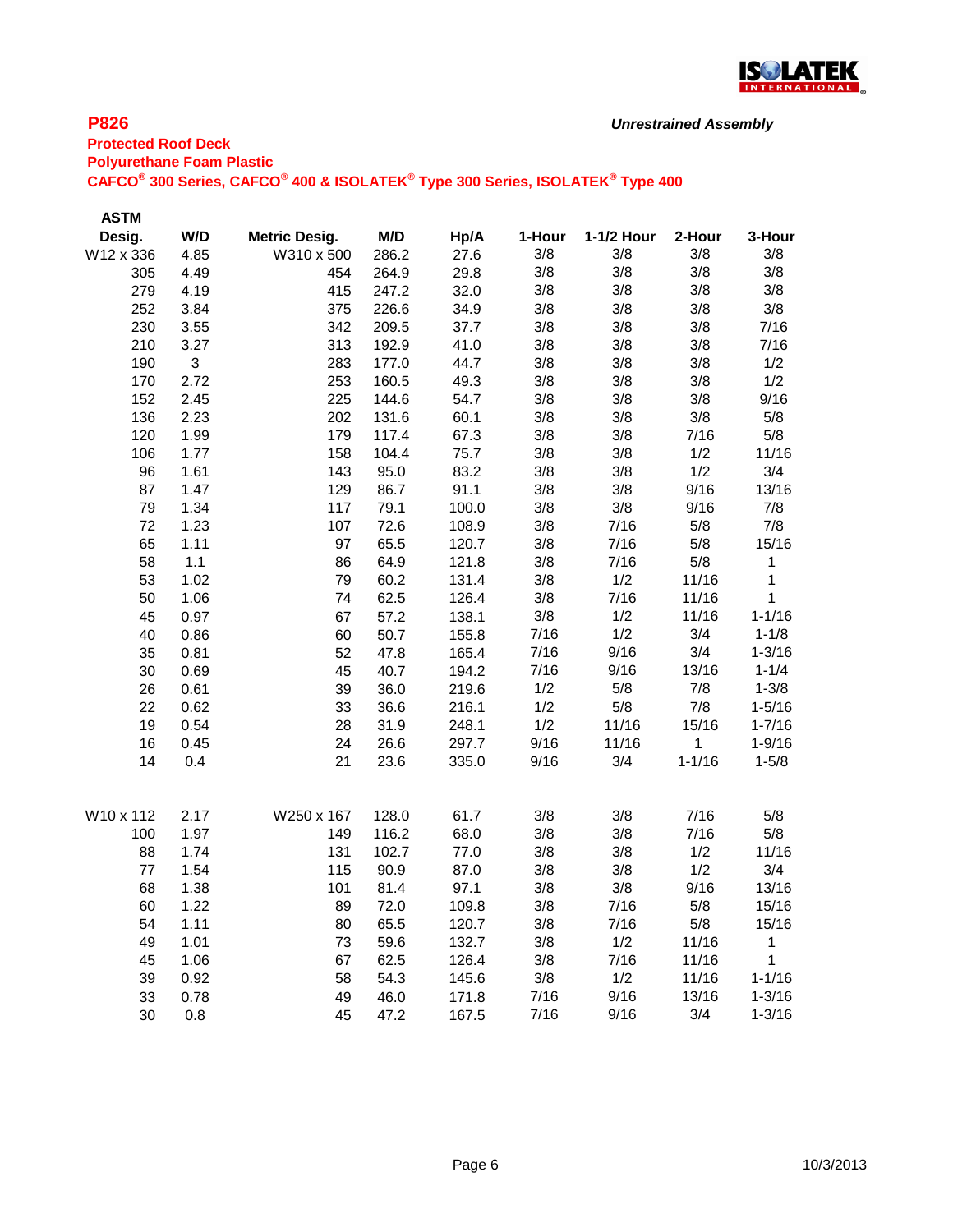## P826

*Unrestrained Assembly*

**Protected Roof Deck**
**Polyurethane Foam Plastic**
**CAFCO® 300 Series, CAFCO® 400 & ISOLATEK® Type 300 Series, ISOLATEK® Type 400**

| ASTM Desig. | W/D | Metric Desig. | M/D | Hp/A | 1-Hour | 1-1/2 Hour | 2-Hour | 3-Hour |
|---|---|---|---|---|---|---|---|---|
| W12 x 336 | 4.85 | W310 x 500 | 286.2 | 27.6 | 3/8 | 3/8 | 3/8 | 3/8 |
| 305 | 4.49 | 454 | 264.9 | 29.8 | 3/8 | 3/8 | 3/8 | 3/8 |
| 279 | 4.19 | 415 | 247.2 | 32.0 | 3/8 | 3/8 | 3/8 | 3/8 |
| 252 | 3.84 | 375 | 226.6 | 34.9 | 3/8 | 3/8 | 3/8 | 3/8 |
| 230 | 3.55 | 342 | 209.5 | 37.7 | 3/8 | 3/8 | 3/8 | 7/16 |
| 210 | 3.27 | 313 | 192.9 | 41.0 | 3/8 | 3/8 | 3/8 | 7/16 |
| 190 | 3 | 283 | 177.0 | 44.7 | 3/8 | 3/8 | 3/8 | 1/2 |
| 170 | 2.72 | 253 | 160.5 | 49.3 | 3/8 | 3/8 | 3/8 | 1/2 |
| 152 | 2.45 | 225 | 144.6 | 54.7 | 3/8 | 3/8 | 3/8 | 9/16 |
| 136 | 2.23 | 202 | 131.6 | 60.1 | 3/8 | 3/8 | 3/8 | 5/8 |
| 120 | 1.99 | 179 | 117.4 | 67.3 | 3/8 | 3/8 | 7/16 | 5/8 |
| 106 | 1.77 | 158 | 104.4 | 75.7 | 3/8 | 3/8 | 1/2 | 11/16 |
| 96 | 1.61 | 143 | 95.0 | 83.2 | 3/8 | 3/8 | 1/2 | 3/4 |
| 87 | 1.47 | 129 | 86.7 | 91.1 | 3/8 | 3/8 | 9/16 | 13/16 |
| 79 | 1.34 | 117 | 79.1 | 100.0 | 3/8 | 3/8 | 9/16 | 7/8 |
| 72 | 1.23 | 107 | 72.6 | 108.9 | 3/8 | 7/16 | 5/8 | 7/8 |
| 65 | 1.11 | 97 | 65.5 | 120.7 | 3/8 | 7/16 | 5/8 | 15/16 |
| 58 | 1.1 | 86 | 64.9 | 121.8 | 3/8 | 7/16 | 5/8 | 1 |
| 53 | 1.02 | 79 | 60.2 | 131.4 | 3/8 | 1/2 | 11/16 | 1 |
| 50 | 1.06 | 74 | 62.5 | 126.4 | 3/8 | 7/16 | 11/16 | 1 |
| 45 | 0.97 | 67 | 57.2 | 138.1 | 3/8 | 1/2 | 11/16 | 1-1/16 |
| 40 | 0.86 | 60 | 50.7 | 155.8 | 7/16 | 1/2 | 3/4 | 1-1/8 |
| 35 | 0.81 | 52 | 47.8 | 165.4 | 7/16 | 9/16 | 3/4 | 1-3/16 |
| 30 | 0.69 | 45 | 40.7 | 194.2 | 7/16 | 9/16 | 13/16 | 1-1/4 |
| 26 | 0.61 | 39 | 36.0 | 219.6 | 1/2 | 5/8 | 7/8 | 1-3/8 |
| 22 | 0.62 | 33 | 36.6 | 216.1 | 1/2 | 5/8 | 7/8 | 1-5/16 |
| 19 | 0.54 | 28 | 31.9 | 248.1 | 1/2 | 11/16 | 15/16 | 1-7/16 |
| 16 | 0.45 | 24 | 26.6 | 297.7 | 9/16 | 11/16 | 1 | 1-9/16 |
| 14 | 0.4 | 21 | 23.6 | 335.0 | 9/16 | 3/4 | 1-1/16 | 1-5/8 |
| | | | | | | | | |
| W10 x 112 | 2.17 | W250 x 167 | 128.0 | 61.7 | 3/8 | 3/8 | 7/16 | 5/8 |
| 100 | 1.97 | 149 | 116.2 | 68.0 | 3/8 | 3/8 | 7/16 | 5/8 |
| 88 | 1.74 | 131 | 102.7 | 77.0 | 3/8 | 3/8 | 1/2 | 11/16 |
| 77 | 1.54 | 115 | 90.9 | 87.0 | 3/8 | 3/8 | 1/2 | 3/4 |
| 68 | 1.38 | 101 | 81.4 | 97.1 | 3/8 | 3/8 | 9/16 | 13/16 |
| 60 | 1.22 | 89 | 72.0 | 109.8 | 3/8 | 7/16 | 5/8 | 15/16 |
| 54 | 1.11 | 80 | 65.5 | 120.7 | 3/8 | 7/16 | 5/8 | 15/16 |
| 49 | 1.01 | 73 | 59.6 | 132.7 | 3/8 | 1/2 | 11/16 | 1 |
| 45 | 1.06 | 67 | 62.5 | 126.4 | 3/8 | 7/16 | 11/16 | 1 |
| 39 | 0.92 | 58 | 54.3 | 145.6 | 3/8 | 1/2 | 11/16 | 1-1/16 |
| 33 | 0.78 | 49 | 46.0 | 171.8 | 7/16 | 9/16 | 13/16 | 1-3/16 |
| 30 | 0.8 | 45 | 47.2 | 167.5 | 7/16 | 9/16 | 3/4 | 1-3/16 |

10/3/2013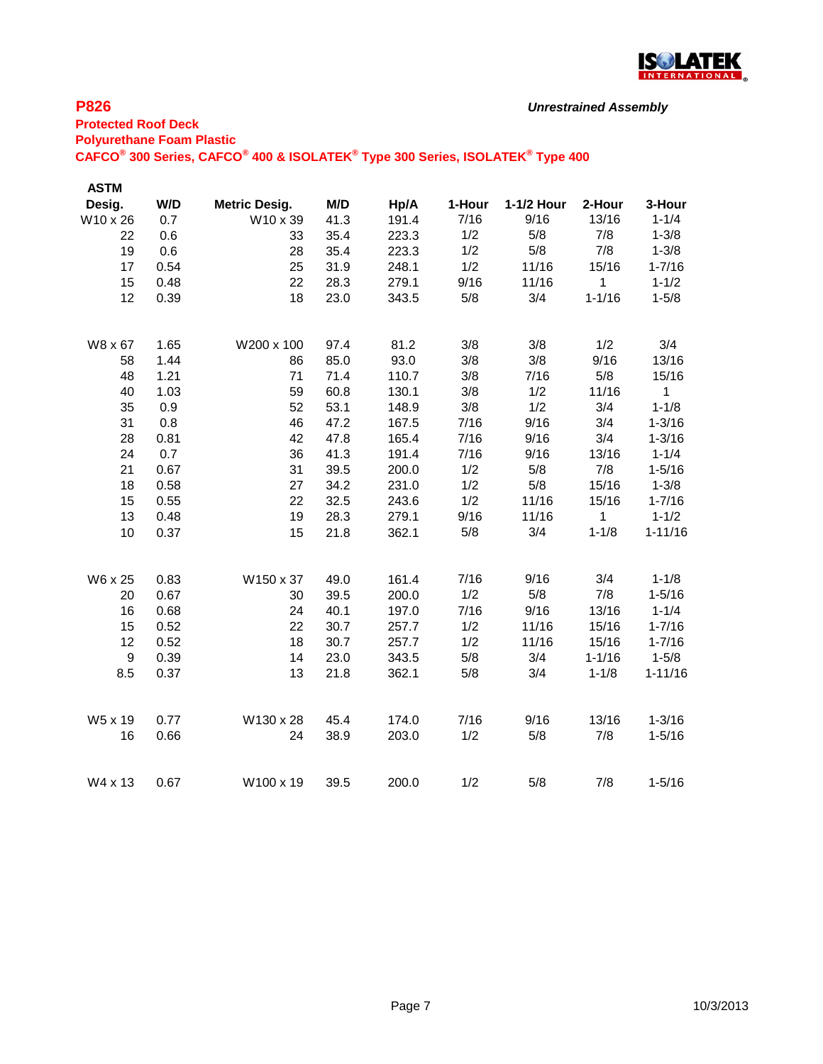## P826

*Unrestrained Assembly*

**Protected Roof Deck**

**Polyurethane Foam Plastic**

**CAFCO® 300 Series, CAFCO® 400 & ISOLATEK® Type 300 Series, ISOLATEK® Type 400**

| ASTM Desig. | W/D | Metric Desig. | M/D | Hp/A | 1-Hour | 1-1/2 Hour | 2-Hour | 3-Hour |
|---|---|---|---|---|---|---|---|---|
| W10 x 26 | 0.7 | W10 x 39 | 41.3 | 191.4 | 7/16 | 9/16 | 13/16 | 1-1/4 |
| 22 | 0.6 | 33 | 35.4 | 223.3 | 1/2 | 5/8 | 7/8 | 1-3/8 |
| 19 | 0.6 | 28 | 35.4 | 223.3 | 1/2 | 5/8 | 7/8 | 1-3/8 |
| 17 | 0.54 | 25 | 31.9 | 248.1 | 1/2 | 11/16 | 15/16 | 1-7/16 |
| 15 | 0.48 | 22 | 28.3 | 279.1 | 9/16 | 11/16 | 1 | 1-1/2 |
| 12 | 0.39 | 18 | 23.0 | 343.5 | 5/8 | 3/4 | 1-1/16 | 1-5/8 |
| | | | | | | | | |
| W8 x 67 | 1.65 | W200 x 100 | 97.4 | 81.2 | 3/8 | 3/8 | 1/2 | 3/4 |
| 58 | 1.44 | 86 | 85.0 | 93.0 | 3/8 | 3/8 | 9/16 | 13/16 |
| 48 | 1.21 | 71 | 71.4 | 110.7 | 3/8 | 7/16 | 5/8 | 15/16 |
| 40 | 1.03 | 59 | 60.8 | 130.1 | 3/8 | 1/2 | 11/16 | 1 |
| 35 | 0.9 | 52 | 53.1 | 148.9 | 3/8 | 1/2 | 3/4 | 1-1/8 |
| 31 | 0.8 | 46 | 47.2 | 167.5 | 7/16 | 9/16 | 3/4 | 1-3/16 |
| 28 | 0.81 | 42 | 47.8 | 165.4 | 7/16 | 9/16 | 3/4 | 1-3/16 |
| 24 | 0.7 | 36 | 41.3 | 191.4 | 7/16 | 9/16 | 13/16 | 1-1/4 |
| 21 | 0.67 | 31 | 39.5 | 200.0 | 1/2 | 5/8 | 7/8 | 1-5/16 |
| 18 | 0.58 | 27 | 34.2 | 231.0 | 1/2 | 5/8 | 15/16 | 1-3/8 |
| 15 | 0.55 | 22 | 32.5 | 243.6 | 1/2 | 11/16 | 15/16 | 1-7/16 |
| 13 | 0.48 | 19 | 28.3 | 279.1 | 9/16 | 11/16 | 1 | 1-1/2 |
| 10 | 0.37 | 15 | 21.8 | 362.1 | 5/8 | 3/4 | 1-1/8 | 1-11/16 |
| | | | | | | | | |
| W6 x 25 | 0.83 | W150 x 37 | 49.0 | 161.4 | 7/16 | 9/16 | 3/4 | 1-1/8 |
| 20 | 0.67 | 30 | 39.5 | 200.0 | 1/2 | 5/8 | 7/8 | 1-5/16 |
| 16 | 0.68 | 24 | 40.1 | 197.0 | 7/16 | 9/16 | 13/16 | 1-1/4 |
| 15 | 0.52 | 22 | 30.7 | 257.7 | 1/2 | 11/16 | 15/16 | 1-7/16 |
| 12 | 0.52 | 18 | 30.7 | 257.7 | 1/2 | 11/16 | 15/16 | 1-7/16 |
| 9 | 0.39 | 14 | 23.0 | 343.5 | 5/8 | 3/4 | 1-1/16 | 1-5/8 |
| 8.5 | 0.37 | 13 | 21.8 | 362.1 | 5/8 | 3/4 | 1-1/8 | 1-11/16 |
| | | | | | | | | |
| W5 x 19 | 0.77 | W130 x 28 | 45.4 | 174.0 | 7/16 | 9/16 | 13/16 | 1-3/16 |
| 16 | 0.66 | 24 | 38.9 | 203.0 | 1/2 | 5/8 | 7/8 | 1-5/16 |
| | | | | | | | | |
| W4 x 13 | 0.67 | W100 x 19 | 39.5 | 200.0 | 1/2 | 5/8 | 7/8 | 1-5/16 |

10/3/2013